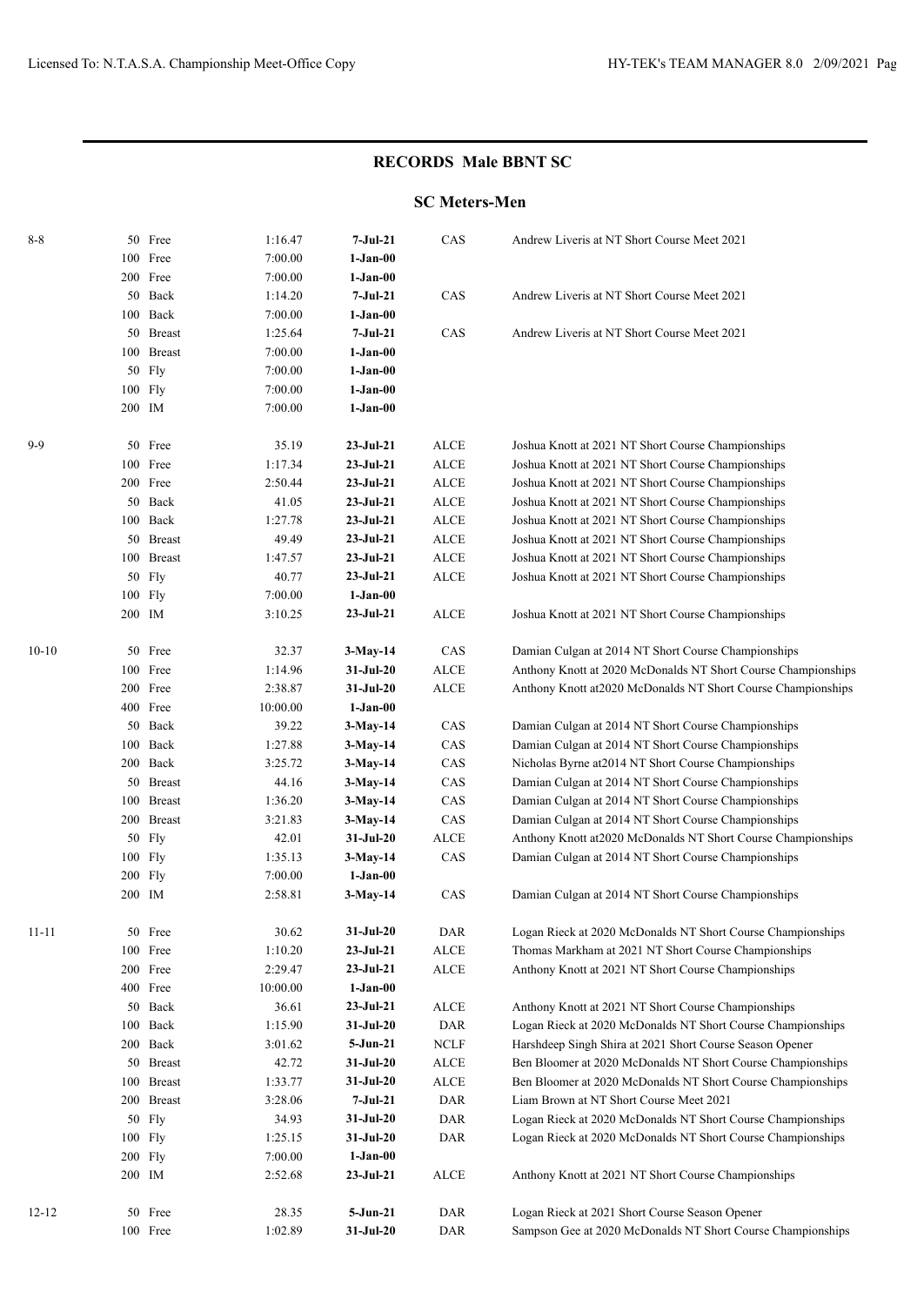## RECORDS Male BBNT SC

### SC Meters-Men

| Age | Event | Time | Date | Team | Record Holder |
|---|---|---|---|---|---|
| 8-8 | 50 Free | 1:16.47 | **7-Jul-21** | CAS | Andrew Liveris at NT Short Course Meet 2021 |
| | 100 Free | 7:00.00 | **1-Jan-00** | | |
| | 200 Free | 7:00.00 | **1-Jan-00** | | |
| | 50 Back | 1:14.20 | **7-Jul-21** | CAS | Andrew Liveris at NT Short Course Meet 2021 |
| | 100 Back | 7:00.00 | **1-Jan-00** | | |
| | 50 Breast | 1:25.64 | **7-Jul-21** | CAS | Andrew Liveris at NT Short Course Meet 2021 |
| | 100 Breast | 7:00.00 | **1-Jan-00** | | |
| | 50 Fly | 7:00.00 | **1-Jan-00** | | |
| | 100 Fly | 7:00.00 | **1-Jan-00** | | |
| | 200 IM | 7:00.00 | **1-Jan-00** | | |
| 9-9 | 50 Free | 35.19 | **23-Jul-21** | ALCE | Joshua Knott at 2021 NT Short Course Championships |
| | 100 Free | 1:17.34 | **23-Jul-21** | ALCE | Joshua Knott at 2021 NT Short Course Championships |
| | 200 Free | 2:50.44 | **23-Jul-21** | ALCE | Joshua Knott at 2021 NT Short Course Championships |
| | 50 Back | 41.05 | **23-Jul-21** | ALCE | Joshua Knott at 2021 NT Short Course Championships |
| | 100 Back | 1:27.78 | **23-Jul-21** | ALCE | Joshua Knott at 2021 NT Short Course Championships |
| | 50 Breast | 49.49 | **23-Jul-21** | ALCE | Joshua Knott at 2021 NT Short Course Championships |
| | 100 Breast | 1:47.57 | **23-Jul-21** | ALCE | Joshua Knott at 2021 NT Short Course Championships |
| | 50 Fly | 40.77 | **23-Jul-21** | ALCE | Joshua Knott at 2021 NT Short Course Championships |
| | 100 Fly | 7:00.00 | **1-Jan-00** | | |
| | 200 IM | 3:10.25 | **23-Jul-21** | ALCE | Joshua Knott at 2021 NT Short Course Championships |
| 10-10 | 50 Free | 32.37 | **3-May-14** | CAS | Damian Culgan at 2014 NT Short Course Championships |
| | 100 Free | 1:14.96 | **31-Jul-20** | ALCE | Anthony Knott at 2020 McDonalds NT Short Course Championships |
| | 200 Free | 2:38.87 | **31-Jul-20** | ALCE | Anthony Knott at2020 McDonalds NT Short Course Championships |
| | 400 Free | 10:00.00 | **1-Jan-00** | | |
| | 50 Back | 39.22 | **3-May-14** | CAS | Damian Culgan at 2014 NT Short Course Championships |
| | 100 Back | 1:27.88 | **3-May-14** | CAS | Damian Culgan at 2014 NT Short Course Championships |
| | 200 Back | 3:25.72 | **3-May-14** | CAS | Nicholas Byrne at2014 NT Short Course Championships |
| | 50 Breast | 44.16 | **3-May-14** | CAS | Damian Culgan at 2014 NT Short Course Championships |
| | 100 Breast | 1:36.20 | **3-May-14** | CAS | Damian Culgan at 2014 NT Short Course Championships |
| | 200 Breast | 3:21.83 | **3-May-14** | CAS | Damian Culgan at 2014 NT Short Course Championships |
| | 50 Fly | 42.01 | **31-Jul-20** | ALCE | Anthony Knott at2020 McDonalds NT Short Course Championships |
| | 100 Fly | 1:35.13 | **3-May-14** | CAS | Damian Culgan at 2014 NT Short Course Championships |
| | 200 Fly | 7:00.00 | **1-Jan-00** | | |
| | 200 IM | 2:58.81 | **3-May-14** | CAS | Damian Culgan at 2014 NT Short Course Championships |
| 11-11 | 50 Free | 30.62 | **31-Jul-20** | DAR | Logan Rieck at 2020 McDonalds NT Short Course Championships |
| | 100 Free | 1:10.20 | **23-Jul-21** | ALCE | Thomas Markham at 2021 NT Short Course Championships |
| | 200 Free | 2:29.47 | **23-Jul-21** | ALCE | Anthony Knott at 2021 NT Short Course Championships |
| | 400 Free | 10:00.00 | **1-Jan-00** | | |
| | 50 Back | 36.61 | **23-Jul-21** | ALCE | Anthony Knott at 2021 NT Short Course Championships |
| | 100 Back | 1:15.90 | **31-Jul-20** | DAR | Logan Rieck at 2020 McDonalds NT Short Course Championships |
| | 200 Back | 3:01.62 | **5-Jun-21** | NCLF | Harshdeep Singh Shira at 2021 Short Course Season Opener |
| | 50 Breast | 42.72 | **31-Jul-20** | ALCE | Ben Bloomer at 2020 McDonalds NT Short Course Championships |
| | 100 Breast | 1:33.77 | **31-Jul-20** | ALCE | Ben Bloomer at 2020 McDonalds NT Short Course Championships |
| | 200 Breast | 3:28.06 | **7-Jul-21** | DAR | Liam Brown at NT Short Course Meet 2021 |
| | 50 Fly | 34.93 | **31-Jul-20** | DAR | Logan Rieck at 2020 McDonalds NT Short Course Championships |
| | 100 Fly | 1:25.15 | **31-Jul-20** | DAR | Logan Rieck at 2020 McDonalds NT Short Course Championships |
| | 200 Fly | 7:00.00 | **1-Jan-00** | | |
| | 200 IM | 2:52.68 | **23-Jul-21** | ALCE | Anthony Knott at 2021 NT Short Course Championships |
| 12-12 | 50 Free | 28.35 | **5-Jun-21** | DAR | Logan Rieck at 2021 Short Course Season Opener |
| | 100 Free | 1:02.89 | **31-Jul-20** | DAR | Sampson Gee at 2020 McDonalds NT Short Course Championships |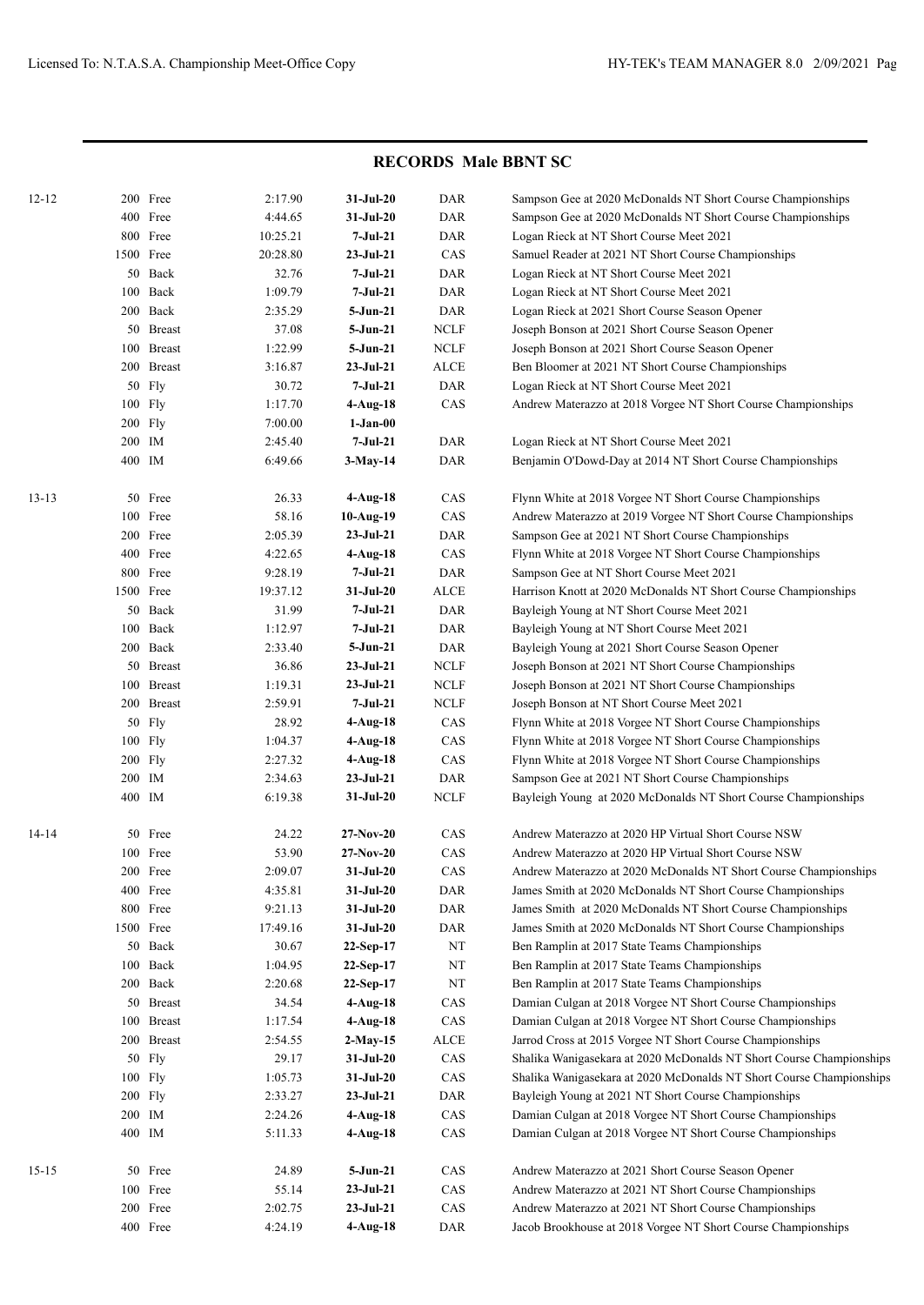## RECORDS Male BBNT SC

| Age | Event | Time | Date | Team | Record Holder |
|---|---|---|---|---|---|
| 12-12 | 200 Free | 2:17.90 | **31-Jul-20** | DAR | Sampson Gee at 2020 McDonalds NT Short Course Championships |
| | 400 Free | 4:44.65 | **31-Jul-20** | DAR | Sampson Gee at 2020 McDonalds NT Short Course Championships |
| | 800 Free | 10:25.21 | **7-Jul-21** | DAR | Logan Rieck at NT Short Course Meet 2021 |
| | 1500 Free | 20:28.80 | **23-Jul-21** | CAS | Samuel Reader at 2021 NT Short Course Championships |
| | 50 Back | 32.76 | **7-Jul-21** | DAR | Logan Rieck at NT Short Course Meet 2021 |
| | 100 Back | 1:09.79 | **7-Jul-21** | DAR | Logan Rieck at NT Short Course Meet 2021 |
| | 200 Back | 2:35.29 | **5-Jun-21** | DAR | Logan Rieck at 2021 Short Course Season Opener |
| | 50 Breast | 37.08 | **5-Jun-21** | NCLF | Joseph Bonson at 2021 Short Course Season Opener |
| | 100 Breast | 1:22.99 | **5-Jun-21** | NCLF | Joseph Bonson at 2021 Short Course Season Opener |
| | 200 Breast | 3:16.87 | **23-Jul-21** | ALCE | Ben Bloomer at 2021 NT Short Course Championships |
| | 50 Fly | 30.72 | **7-Jul-21** | DAR | Logan Rieck at NT Short Course Meet 2021 |
| | 100 Fly | 1:17.70 | **4-Aug-18** | CAS | Andrew Materazzo at 2018 Vorgee NT Short Course Championships |
| | 200 Fly | 7:00.00 | **1-Jan-00** | | |
| | 200 IM | 2:45.40 | **7-Jul-21** | DAR | Logan Rieck at NT Short Course Meet 2021 |
| | 400 IM | 6:49.66 | **3-May-14** | DAR | Benjamin O'Dowd-Day at 2014 NT Short Course Championships |
| 13-13 | 50 Free | 26.33 | **4-Aug-18** | CAS | Flynn White at 2018 Vorgee NT Short Course Championships |
| | 100 Free | 58.16 | **10-Aug-19** | CAS | Andrew Materazzo at 2019 Vorgee NT Short Course Championships |
| | 200 Free | 2:05.39 | **23-Jul-21** | DAR | Sampson Gee at 2021 NT Short Course Championships |
| | 400 Free | 4:22.65 | **4-Aug-18** | CAS | Flynn White at 2018 Vorgee NT Short Course Championships |
| | 800 Free | 9:28.19 | **7-Jul-21** | DAR | Sampson Gee at NT Short Course Meet 2021 |
| | 1500 Free | 19:37.12 | **31-Jul-20** | ALCE | Harrison Knott at 2020 McDonalds NT Short Course Championships |
| | 50 Back | 31.99 | **7-Jul-21** | DAR | Bayleigh Young at NT Short Course Meet 2021 |
| | 100 Back | 1:12.97 | **7-Jul-21** | DAR | Bayleigh Young at NT Short Course Meet 2021 |
| | 200 Back | 2:33.40 | **5-Jun-21** | DAR | Bayleigh Young at 2021 Short Course Season Opener |
| | 50 Breast | 36.86 | **23-Jul-21** | NCLF | Joseph Bonson at 2021 NT Short Course Championships |
| | 100 Breast | 1:19.31 | **23-Jul-21** | NCLF | Joseph Bonson at 2021 NT Short Course Championships |
| | 200 Breast | 2:59.91 | **7-Jul-21** | NCLF | Joseph Bonson at NT Short Course Meet 2021 |
| | 50 Fly | 28.92 | **4-Aug-18** | CAS | Flynn White at 2018 Vorgee NT Short Course Championships |
| | 100 Fly | 1:04.37 | **4-Aug-18** | CAS | Flynn White at 2018 Vorgee NT Short Course Championships |
| | 200 Fly | 2:27.32 | **4-Aug-18** | CAS | Flynn White at 2018 Vorgee NT Short Course Championships |
| | 200 IM | 2:34.63 | **23-Jul-21** | DAR | Sampson Gee at 2021 NT Short Course Championships |
| | 400 IM | 6:19.38 | **31-Jul-20** | NCLF | Bayleigh Young at 2020 McDonalds NT Short Course Championships |
| 14-14 | 50 Free | 24.22 | **27-Nov-20** | CAS | Andrew Materazzo at 2020 HP Virtual Short Course NSW |
| | 100 Free | 53.90 | **27-Nov-20** | CAS | Andrew Materazzo at 2020 HP Virtual Short Course NSW |
| | 200 Free | 2:09.07 | **31-Jul-20** | CAS | Andrew Materazzo at 2020 McDonalds NT Short Course Championships |
| | 400 Free | 4:35.81 | **31-Jul-20** | DAR | James Smith at 2020 McDonalds NT Short Course Championships |
| | 800 Free | 9:21.13 | **31-Jul-20** | DAR | James Smith at 2020 McDonalds NT Short Course Championships |
| | 1500 Free | 17:49.16 | **31-Jul-20** | DAR | James Smith at 2020 McDonalds NT Short Course Championships |
| | 50 Back | 30.67 | **22-Sep-17** | NT | Ben Ramplin at 2017 State Teams Championships |
| | 100 Back | 1:04.95 | **22-Sep-17** | NT | Ben Ramplin at 2017 State Teams Championships |
| | 200 Back | 2:20.68 | **22-Sep-17** | NT | Ben Ramplin at 2017 State Teams Championships |
| | 50 Breast | 34.54 | **4-Aug-18** | CAS | Damian Culgan at 2018 Vorgee NT Short Course Championships |
| | 100 Breast | 1:17.54 | **4-Aug-18** | CAS | Damian Culgan at 2018 Vorgee NT Short Course Championships |
| | 200 Breast | 2:54.55 | **2-May-15** | ALCE | Jarrod Cross at 2015 Vorgee NT Short Course Championships |
| | 50 Fly | 29.17 | **31-Jul-20** | CAS | Shalika Wanigasekara at 2020 McDonalds NT Short Course Championships |
| | 100 Fly | 1:05.73 | **31-Jul-20** | CAS | Shalika Wanigasekara at 2020 McDonalds NT Short Course Championships |
| | 200 Fly | 2:33.27 | **23-Jul-21** | DAR | Bayleigh Young at 2021 NT Short Course Championships |
| | 200 IM | 2:24.26 | **4-Aug-18** | CAS | Damian Culgan at 2018 Vorgee NT Short Course Championships |
| | 400 IM | 5:11.33 | **4-Aug-18** | CAS | Damian Culgan at 2018 Vorgee NT Short Course Championships |
| 15-15 | 50 Free | 24.89 | **5-Jun-21** | CAS | Andrew Materazzo at 2021 Short Course Season Opener |
| | 100 Free | 55.14 | **23-Jul-21** | CAS | Andrew Materazzo at 2021 NT Short Course Championships |
| | 200 Free | 2:02.75 | **23-Jul-21** | CAS | Andrew Materazzo at 2021 NT Short Course Championships |
| | 400 Free | 4:24.19 | **4-Aug-18** | DAR | Jacob Brookhouse at 2018 Vorgee NT Short Course Championships |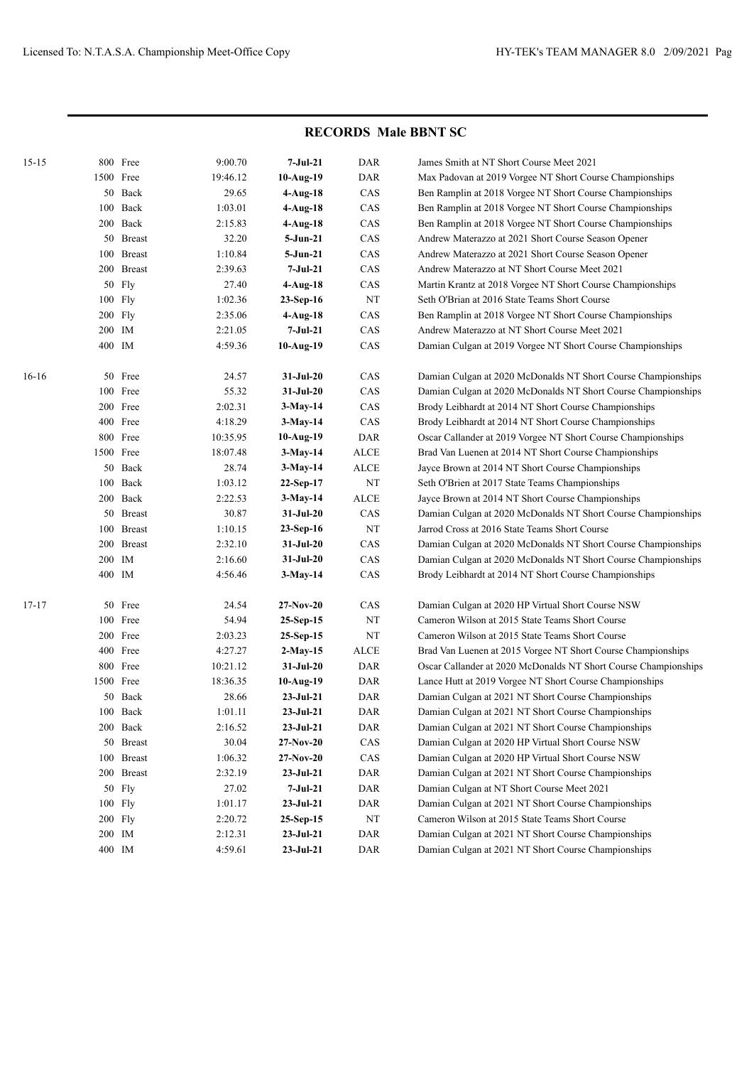## RECORDS Male BBNT SC

| | | | | | | |
|---|---|---|---|---|---|---|
| 15-15 | 800 | Free | 9:00.70 | **7-Jul-21** | DAR | James Smith at NT Short Course Meet 2021 |
| | 1500 | Free | 19:46.12 | **10-Aug-19** | DAR | Max Padovan at 2019 Vorgee NT Short Course Championships |
| | 50 | Back | 29.65 | **4-Aug-18** | CAS | Ben Ramplin at 2018 Vorgee NT Short Course Championships |
| | 100 | Back | 1:03.01 | **4-Aug-18** | CAS | Ben Ramplin at 2018 Vorgee NT Short Course Championships |
| | 200 | Back | 2:15.83 | **4-Aug-18** | CAS | Ben Ramplin at 2018 Vorgee NT Short Course Championships |
| | 50 | Breast | 32.20 | **5-Jun-21** | CAS | Andrew Materazzo at 2021 Short Course Season Opener |
| | 100 | Breast | 1:10.84 | **5-Jun-21** | CAS | Andrew Materazzo at 2021 Short Course Season Opener |
| | 200 | Breast | 2:39.63 | **7-Jul-21** | CAS | Andrew Materazzo at NT Short Course Meet 2021 |
| | 50 | Fly | 27.40 | **4-Aug-18** | CAS | Martin Krantz at 2018 Vorgee NT Short Course Championships |
| | 100 | Fly | 1:02.36 | **23-Sep-16** | NT | Seth O'Brian at 2016 State Teams Short Course |
| | 200 | Fly | 2:35.06 | **4-Aug-18** | CAS | Ben Ramplin at 2018 Vorgee NT Short Course Championships |
| | 200 | IM | 2:21.05 | **7-Jul-21** | CAS | Andrew Materazzo at NT Short Course Meet 2021 |
| | 400 | IM | 4:59.36 | **10-Aug-19** | CAS | Damian Culgan at 2019 Vorgee NT Short Course Championships |
| 16-16 | 50 | Free | 24.57 | **31-Jul-20** | CAS | Damian Culgan at 2020 McDonalds NT Short Course Championships |
| | 100 | Free | 55.32 | **31-Jul-20** | CAS | Damian Culgan at 2020 McDonalds NT Short Course Championships |
| | 200 | Free | 2:02.31 | **3-May-14** | CAS | Brody Leibhardt at 2014 NT Short Course Championships |
| | 400 | Free | 4:18.29 | **3-May-14** | CAS | Brody Leibhardt at 2014 NT Short Course Championships |
| | 800 | Free | 10:35.95 | **10-Aug-19** | DAR | Oscar Callander at 2019 Vorgee NT Short Course Championships |
| | 1500 | Free | 18:07.48 | **3-May-14** | ALCE | Brad Van Luenen at 2014 NT Short Course Championships |
| | 50 | Back | 28.74 | **3-May-14** | ALCE | Jayce Brown at 2014 NT Short Course Championships |
| | 100 | Back | 1:03.12 | **22-Sep-17** | NT | Seth O'Brien at 2017 State Teams Championships |
| | 200 | Back | 2:22.53 | **3-May-14** | ALCE | Jayce Brown at 2014 NT Short Course Championships |
| | 50 | Breast | 30.87 | **31-Jul-20** | CAS | Damian Culgan at 2020 McDonalds NT Short Course Championships |
| | 100 | Breast | 1:10.15 | **23-Sep-16** | NT | Jarrod Cross at 2016 State Teams Short Course |
| | 200 | Breast | 2:32.10 | **31-Jul-20** | CAS | Damian Culgan at 2020 McDonalds NT Short Course Championships |
| | 200 | IM | 2:16.60 | **31-Jul-20** | CAS | Damian Culgan at 2020 McDonalds NT Short Course Championships |
| | 400 | IM | 4:56.46 | **3-May-14** | CAS | Brody Leibhardt at 2014 NT Short Course Championships |
| 17-17 | 50 | Free | 24.54 | **27-Nov-20** | CAS | Damian Culgan at 2020 HP Virtual Short Course NSW |
| | 100 | Free | 54.94 | **25-Sep-15** | NT | Cameron Wilson at 2015 State Teams Short Course |
| | 200 | Free | 2:03.23 | **25-Sep-15** | NT | Cameron Wilson at 2015 State Teams Short Course |
| | 400 | Free | 4:27.27 | **2-May-15** | ALCE | Brad Van Luenen at 2015 Vorgee NT Short Course Championships |
| | 800 | Free | 10:21.12 | **31-Jul-20** | DAR | Oscar Callander at 2020 McDonalds NT Short Course Championships |
| | 1500 | Free | 18:36.35 | **10-Aug-19** | DAR | Lance Hutt at 2019 Vorgee NT Short Course Championships |
| | 50 | Back | 28.66 | **23-Jul-21** | DAR | Damian Culgan at 2021 NT Short Course Championships |
| | 100 | Back | 1:01.11 | **23-Jul-21** | DAR | Damian Culgan at 2021 NT Short Course Championships |
| | 200 | Back | 2:16.52 | **23-Jul-21** | DAR | Damian Culgan at 2021 NT Short Course Championships |
| | 50 | Breast | 30.04 | **27-Nov-20** | CAS | Damian Culgan at 2020 HP Virtual Short Course NSW |
| | 100 | Breast | 1:06.32 | **27-Nov-20** | CAS | Damian Culgan at 2020 HP Virtual Short Course NSW |
| | 200 | Breast | 2:32.19 | **23-Jul-21** | DAR | Damian Culgan at 2021 NT Short Course Championships |
| | 50 | Fly | 27.02 | **7-Jul-21** | DAR | Damian Culgan at NT Short Course Meet 2021 |
| | 100 | Fly | 1:01.17 | **23-Jul-21** | DAR | Damian Culgan at 2021 NT Short Course Championships |
| | 200 | Fly | 2:20.72 | **25-Sep-15** | NT | Cameron Wilson at 2015 State Teams Short Course |
| | 200 | IM | 2:12.31 | **23-Jul-21** | DAR | Damian Culgan at 2021 NT Short Course Championships |
| | 400 | IM | 4:59.61 | **23-Jul-21** | DAR | Damian Culgan at 2021 NT Short Course Championships |